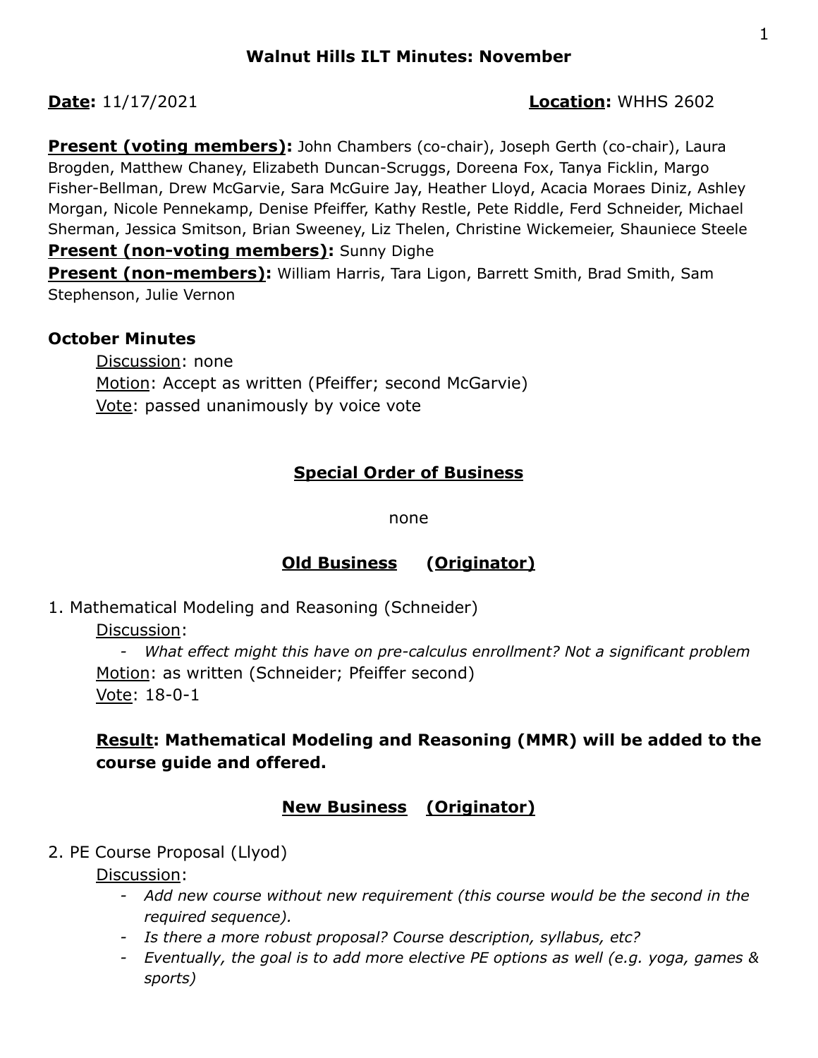# Walnut Hills ILT Minutes: November

**Date:** 11/17/2021 **Location:** WHHS 2602

**Present (voting members):** John Chambers (co-chair), Joseph Gerth (co-chair), Laura Brogden, Matthew Chaney, Elizabeth Duncan-Scruggs, Doreena Fox, Tanya Ficklin, Margo Fisher-Bellman, Drew McGarvie, Sara McGuire Jay, Heather Lloyd, Acacia Moraes Diniz, Ashley Morgan, Nicole Pennekamp, Denise Pfeiffer, Kathy Restle, Pete Riddle, Ferd Schneider, Michael Sherman, Jessica Smitson, Brian Sweeney, Liz Thelen, Christine Wickemeier, Shauniece Steele

**Present (non-voting members):** Sunny Dighe

**Present (non-members):** William Harris, Tara Ligon, Barrett Smith, Brad Smith, Sam Stephenson, Julie Vernon

### October Minutes

Discussion: none

Motion: Accept as written (Pfeiffer; second McGarvie)

Vote: passed unanimously by voice vote

## Special Order of Business

none

## Old Business (Originator)

1. Mathematical Modeling and Reasoning (Schneider)

   Discussion:

   - *What effect might this have on pre-calculus enrollment? Not a significant problem*

   Motion: as written (Schneider; Pfeiffer second)

   Vote: 18-0-1

   **Result: Mathematical Modeling and Reasoning (MMR) will be added to the course guide and offered.**

## New Business (Originator)

2. PE Course Proposal (Llyod)

   Discussion:

   - *Add new course without new requirement (this course would be the second in the required sequence).*
   - *Is there a more robust proposal? Course description, syllabus, etc?*
   - *Eventually, the goal is to add more elective PE options as well (e.g. yoga, games & sports)*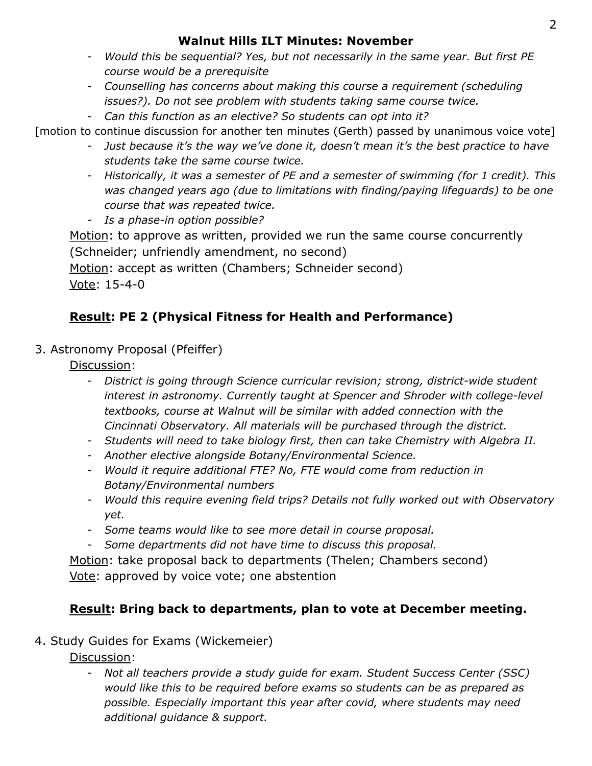- *Would this be sequential? Yes, but not necessarily in the same year. But first PE course would be a prerequisite*
- *Counselling has concerns about making this course a requirement (scheduling issues?). Do not see problem with students taking same course twice.*
- *Can this function as an elective? So students can opt into it?*

[motion to continue discussion for another ten minutes (Gerth) passed by unanimous voice vote]

- *Just because it's the way we've done it, doesn't mean it's the best practice to have students take the same course twice.*
- *Historically, it was a semester of PE and a semester of swimming (for 1 credit). This was changed years ago (due to limitations with finding/paying lifeguards) to be one course that was repeated twice.*
- *Is a phase-in option possible?*

Motion: to approve as written, provided we run the same course concurrently (Schneider; unfriendly amendment, no second)

Motion: accept as written (Chambers; Schneider second)

Vote: 15-4-0

**Result: PE 2 (Physical Fitness for Health and Performance)**

3. Astronomy Proposal (Pfeiffer)

Discussion:

- *District is going through Science curricular revision; strong, district-wide student interest in astronomy. Currently taught at Spencer and Shroder with college-level textbooks, course at Walnut will be similar with added connection with the Cincinnati Observatory. All materials will be purchased through the district.*
- *Students will need to take biology first, then can take Chemistry with Algebra II.*
- *Another elective alongside Botany/Environmental Science.*
- *Would it require additional FTE? No, FTE would come from reduction in Botany/Environmental numbers*
- *Would this require evening field trips? Details not fully worked out with Observatory yet.*
- *Some teams would like to see more detail in course proposal.*
- *Some departments did not have time to discuss this proposal.*

Motion: take proposal back to departments (Thelen; Chambers second)

Vote: approved by voice vote; one abstention

**Result: Bring back to departments, plan to vote at December meeting.**

4. Study Guides for Exams (Wickemeier)

Discussion:

- *Not all teachers provide a study guide for exam. Student Success Center (SSC) would like this to be required before exams so students can be as prepared as possible. Especially important this year after covid, where students may need additional guidance & support.*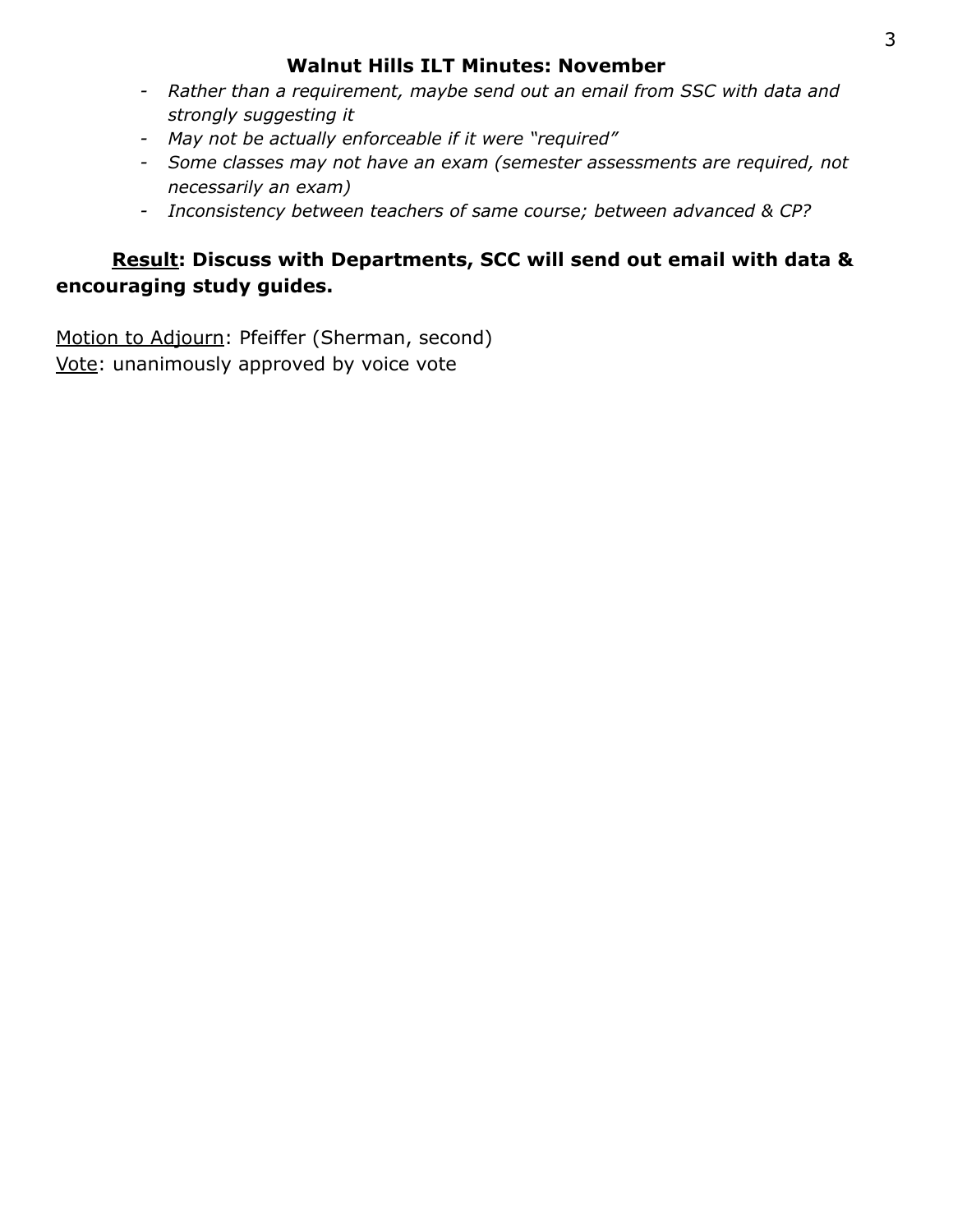- *Rather than a requirement, maybe send out an email from SSC with data and strongly suggesting it*
- *May not be actually enforceable if it were "required"*
- *Some classes may not have an exam (semester assessments are required, not necessarily an exam)*
- *Inconsistency between teachers of same course; between advanced & CP?*

**Result: Discuss with Departments, SCC will send out email with data & encouraging study guides.**

Motion to Adjourn: Pfeiffer (Sherman, second)
Vote: unanimously approved by voice vote